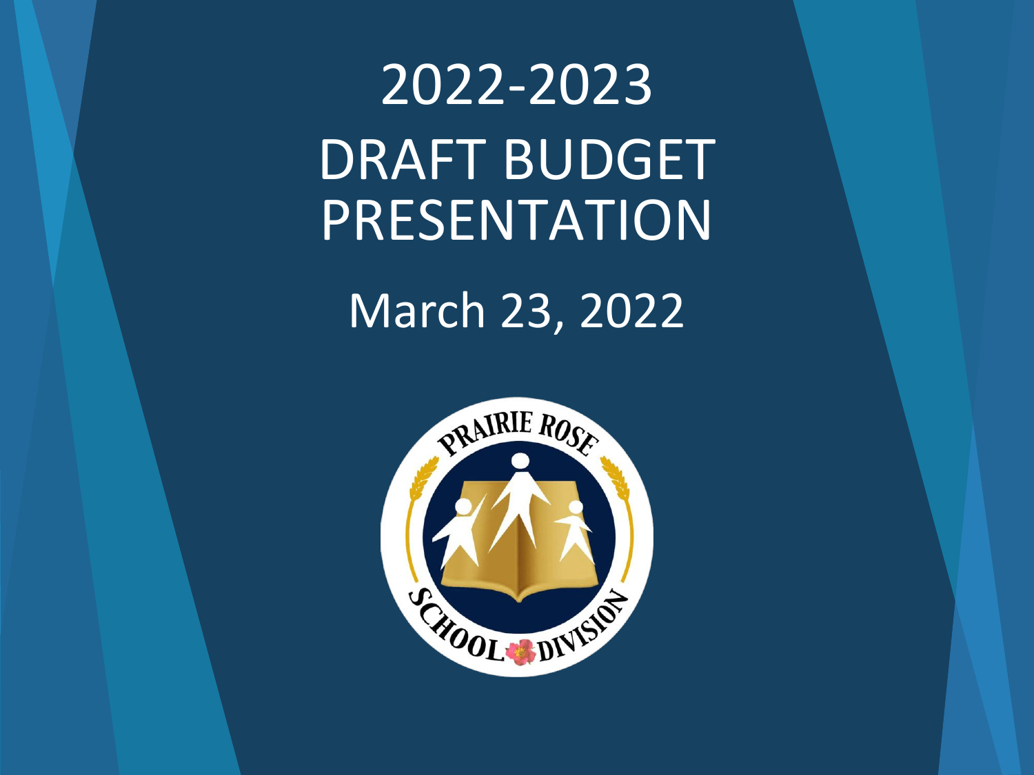# 2022-2023 DRAFT BUDGET PRESENTATION

March 23, 2022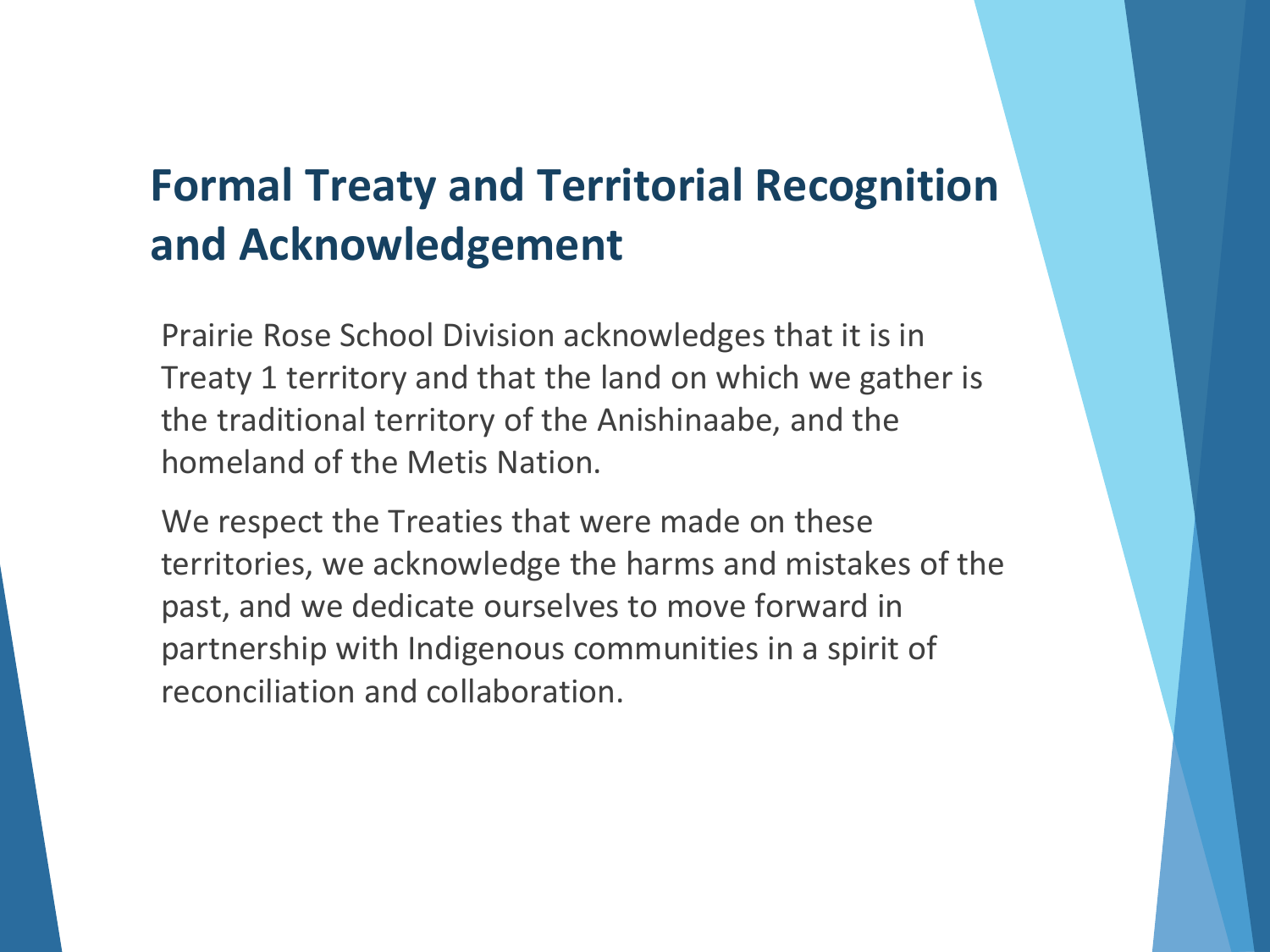# Formal Treaty and Territorial Recognition and Acknowledgement

Prairie Rose School Division acknowledges that it is in Treaty 1 territory and that the land on which we gather is the traditional territory of the Anishinaabe, and the homeland of the Metis Nation.

We respect the Treaties that were made on these territories, we acknowledge the harms and mistakes of the past, and we dedicate ourselves to move forward in partnership with Indigenous communities in a spirit of reconciliation and collaboration.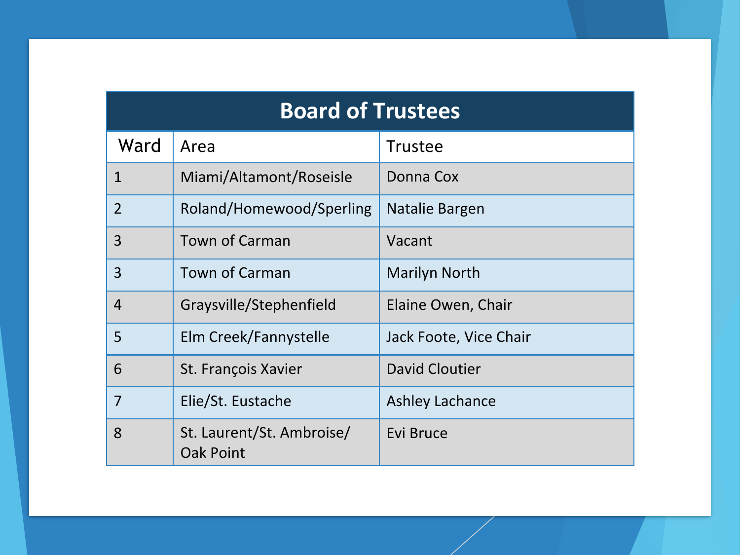# Board of Trustees

| Ward | Area | Trustee |
|---|---|---|
| 1 | Miami/Altamont/Roseisle | Donna Cox |
| 2 | Roland/Homewood/Sperling | Natalie Bargen |
| 3 | Town of Carman | Vacant |
| 3 | Town of Carman | Marilyn North |
| 4 | Graysville/Stephenfield | Elaine Owen, Chair |
| 5 | Elm Creek/Fannystelle | Jack Foote, Vice Chair |
| 6 | St. François Xavier | David Cloutier |
| 7 | Elie/St. Eustache | Ashley Lachance |
| 8 | St. Laurent/St. Ambroise/ Oak Point | Evi Bruce |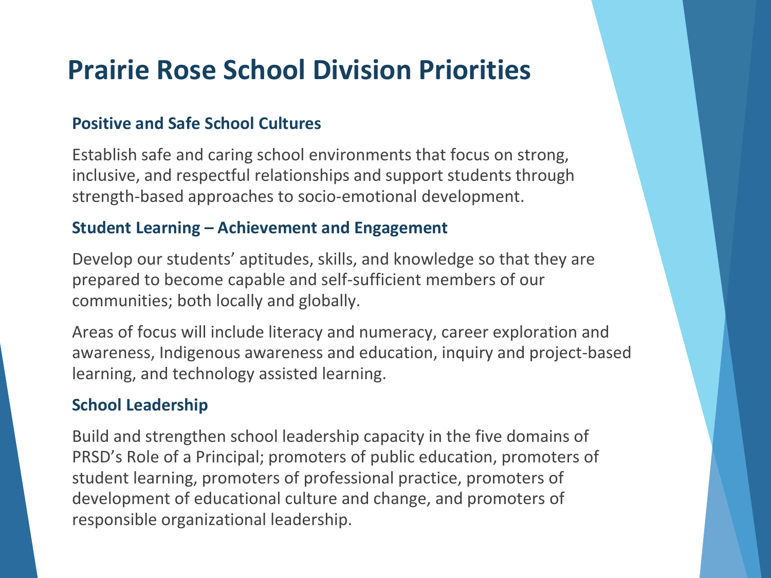# Prairie Rose School Division Priorities

### Positive and Safe School Cultures

Establish safe and caring school environments that focus on strong, inclusive, and respectful relationships and support students through strength-based approaches to socio-emotional development.

### Student Learning – Achievement and Engagement

Develop our students' aptitudes, skills, and knowledge so that they are prepared to become capable and self-sufficient members of our communities; both locally and globally.

Areas of focus will include literacy and numeracy, career exploration and awareness, Indigenous awareness and education, inquiry and project-based learning, and technology assisted learning.

### School Leadership

Build and strengthen school leadership capacity in the five domains of PRSD's Role of a Principal; promoters of public education, promoters of student learning, promoters of professional practice, promoters of development of educational culture and change, and promoters of responsible organizational leadership.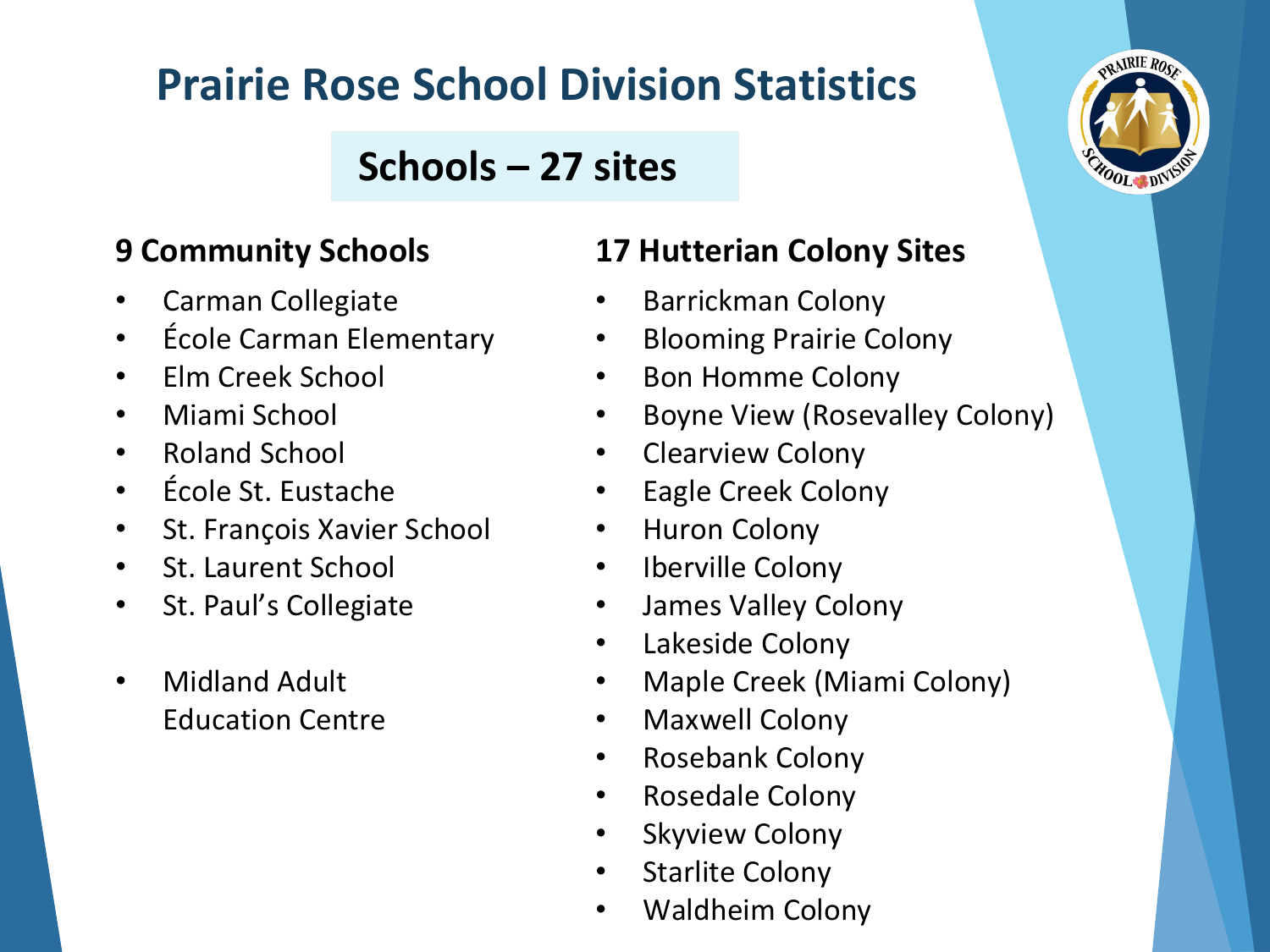# Prairie Rose School Division Statistics

## Schools – 27 sites

### 9 Community Schools

- Carman Collegiate
- École Carman Elementary
- Elm Creek School
- Miami School
- Roland School
- École St. Eustache
- St. François Xavier School
- St. Laurent School
- St. Paul's Collegiate

- Midland Adult Education Centre

### 17 Hutterian Colony Sites

- Barrickman Colony
- Blooming Prairie Colony
- Bon Homme Colony
- Boyne View (Rosevalley Colony)
- Clearview Colony
- Eagle Creek Colony
- Huron Colony
- Iberville Colony
- James Valley Colony
- Lakeside Colony
- Maple Creek (Miami Colony)
- Maxwell Colony
- Rosebank Colony
- Rosedale Colony
- Skyview Colony
- Starlite Colony
- Waldheim Colony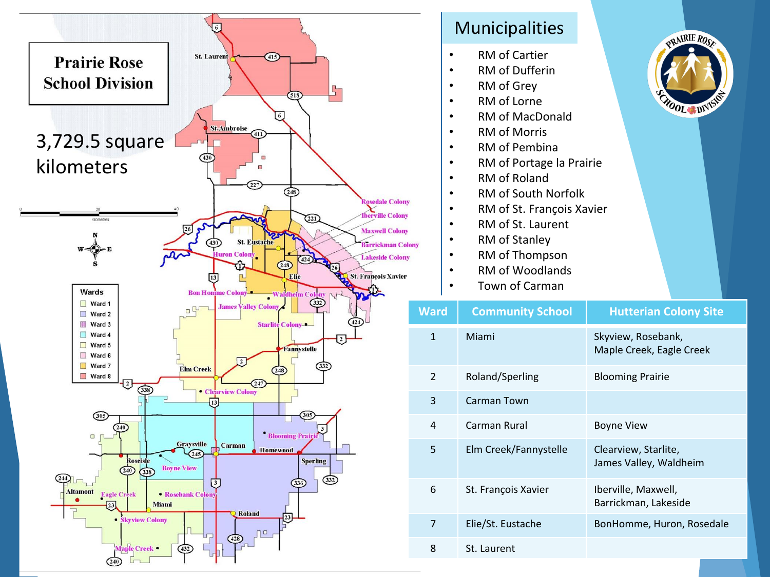# Prairie Rose School Division

3,729.5 square kilometers

## Municipalities

- RM of Cartier
- RM of Dufferin
- RM of Grey
- RM of Lorne
- RM of MacDonald
- RM of Morris
- RM of Pembina
- RM of Portage la Prairie
- RM of Roland
- RM of South Norfolk
- RM of St. François Xavier
- RM of St. Laurent
- RM of Stanley
- RM of Thompson
- RM of Woodlands
- Town of Carman

| Ward | Community School | Hutterian Colony Site |
| --- | --- | --- |
| 1 | Miami | Skyview, Rosebank, Maple Creek, Eagle Creek |
| 2 | Roland/Sperling | Blooming Prairie |
| 3 | Carman Town | |
| 4 | Carman Rural | Boyne View |
| 5 | Elm Creek/Fannystelle | Clearview, Starlite, James Valley, Waldheim |
| 6 | St. François Xavier | Iberville, Maxwell, Barrickman, Lakeside |
| 7 | Elie/St. Eustache | BonHomme, Huron, Rosedale |
| 8 | St. Laurent | |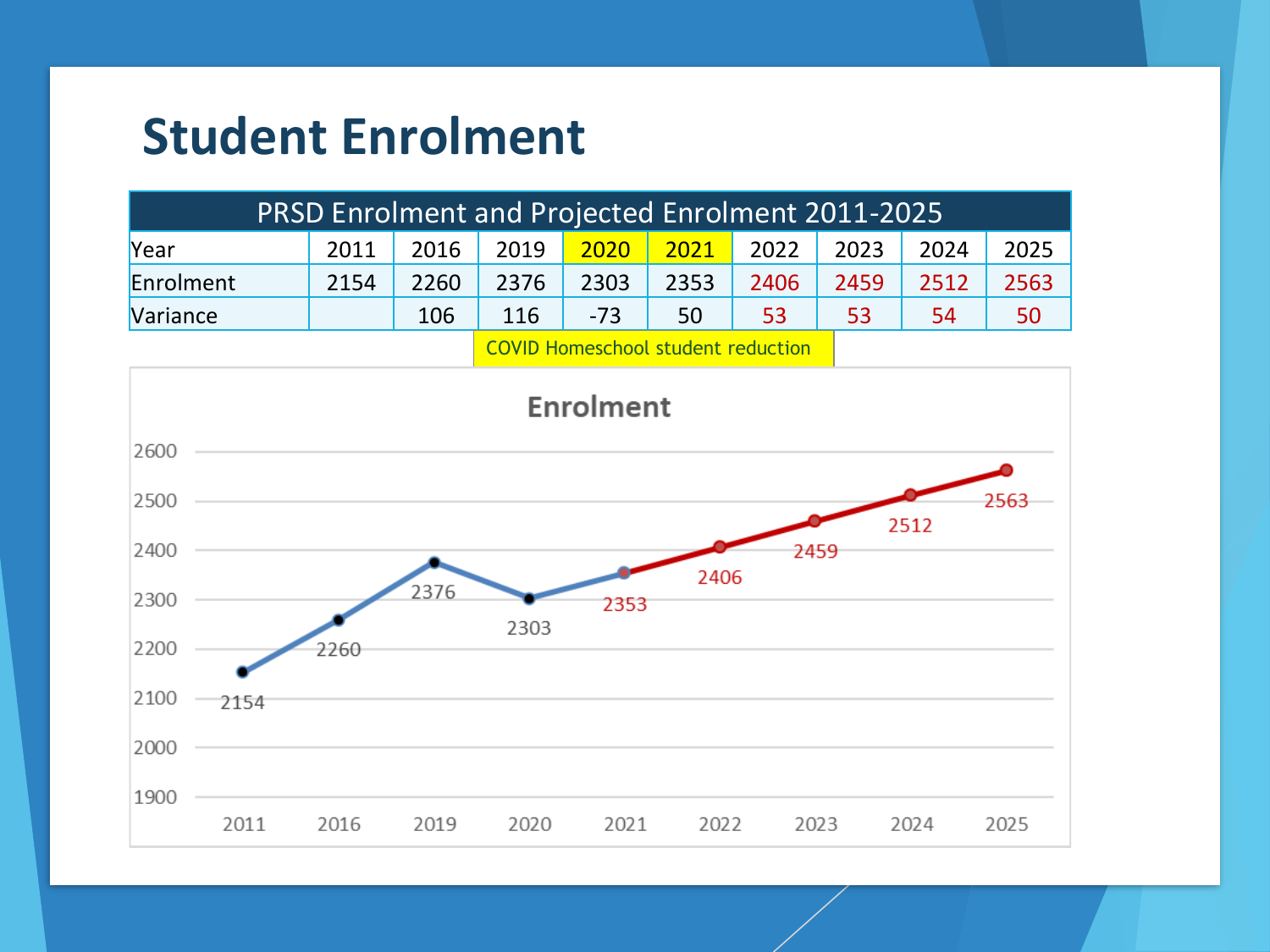# Student Enrolment

| PRSD Enrolment and Projected Enrolment 2011-2025 | | | | | | | | | |
|---|---|---|---|---|---|---|---|---|---|
| Year | 2011 | 2016 | 2019 | 2020 | 2021 | 2022 | 2023 | 2024 | 2025 |
| Enrolment | 2154 | 2260 | 2376 | 2303 | 2353 | 2406 | 2459 | 2512 | 2563 |
| Variance | | 106 | 116 | -73 | 50 | 53 | 53 | 54 | 50 |

COVID Homeschool student reduction

**Enrolment**

| Year | 2011 | 2016 | 2019 | 2020 | 2021 | 2022 | 2023 | 2024 | 2025 |
|---|---|---|---|---|---|---|---|---|---|
| Enrolment | 2154 | 2260 | 2376 | 2303 | 2353 | 2406 | 2459 | 2512 | 2563 |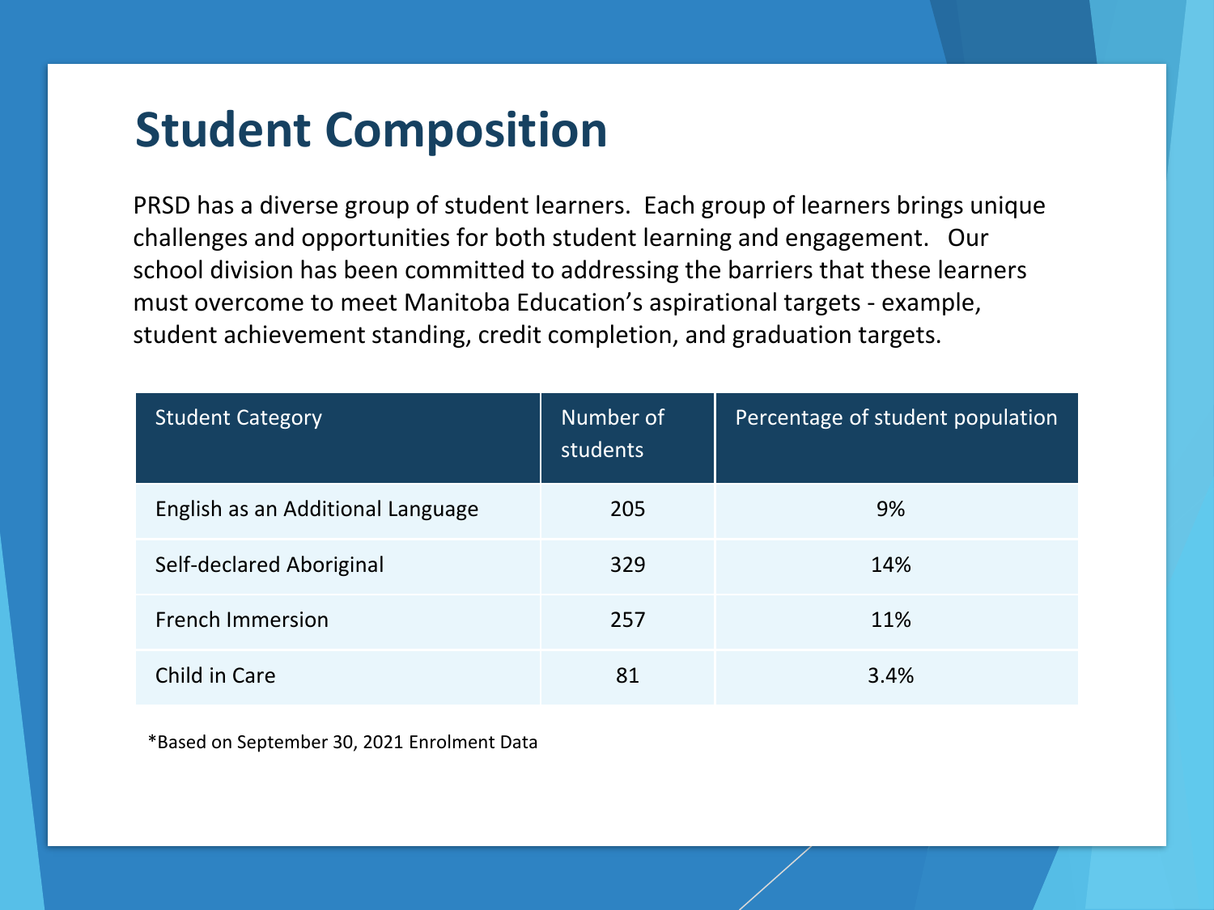# Student Composition

PRSD has a diverse group of student learners. Each group of learners brings unique challenges and opportunities for both student learning and engagement. Our school division has been committed to addressing the barriers that these learners must overcome to meet Manitoba Education's aspirational targets - example, student achievement standing, credit completion, and graduation targets.

| Student Category | Number of students | Percentage of student population |
|---|---|---|
| English as an Additional Language | 205 | 9% |
| Self-declared Aboriginal | 329 | 14% |
| French Immersion | 257 | 11% |
| Child in Care | 81 | 3.4% |

*Based on September 30, 2021 Enrolment Data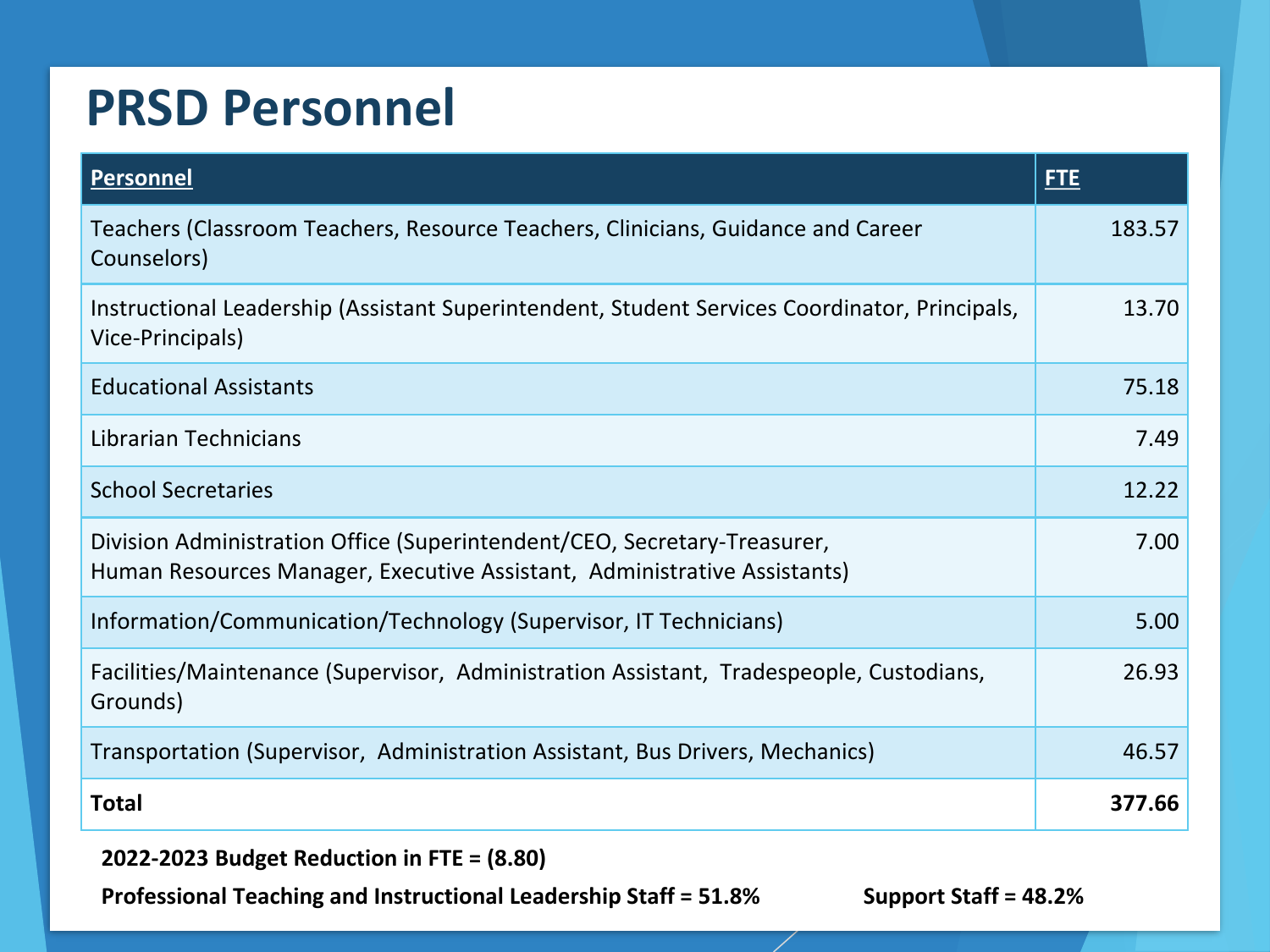# PRSD Personnel

| Personnel | FTE |
|---|---|
| Teachers (Classroom Teachers, Resource Teachers, Clinicians, Guidance and Career Counselors) | 183.57 |
| Instructional Leadership (Assistant Superintendent, Student Services Coordinator, Principals, Vice-Principals) | 13.70 |
| Educational Assistants | 75.18 |
| Librarian Technicians | 7.49 |
| School Secretaries | 12.22 |
| Division Administration Office (Superintendent/CEO, Secretary-Treasurer, Human Resources Manager, Executive Assistant, Administrative Assistants) | 7.00 |
| Information/Communication/Technology (Supervisor, IT Technicians) | 5.00 |
| Facilities/Maintenance (Supervisor, Administration Assistant, Tradespeople, Custodians, Grounds) | 26.93 |
| Transportation (Supervisor, Administration Assistant, Bus Drivers, Mechanics) | 46.57 |
| **Total** | **377.66** |

**2022-2023 Budget Reduction in FTE = (8.80)**

**Professional Teaching and Instructional Leadership Staff = 51.8%**

**Support Staff = 48.2%**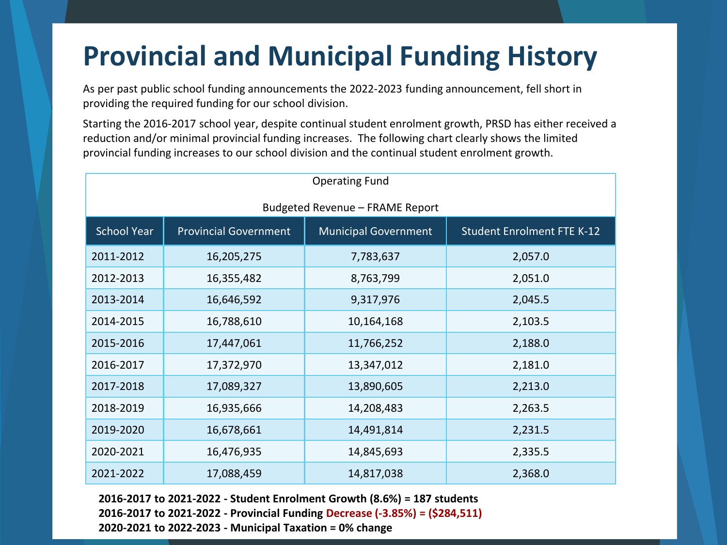# Provincial and Municipal Funding History

As per past public school funding announcements the 2022-2023 funding announcement, fell short in providing the required funding for our school division.

Starting the 2016-2017 school year, despite continual student enrolment growth, PRSD has either received a reduction and/or minimal provincial funding increases. The following chart clearly shows the limited provincial funding increases to our school division and the continual student enrolment growth.

| Operating Fund<br><br>Budgeted Revenue – FRAME Report | | | |
|---|---|---|---|
| School Year | Provincial Government | Municipal Government | Student Enrolment FTE K-12 |
| 2011-2012 | 16,205,275 | 7,783,637 | 2,057.0 |
| 2012-2013 | 16,355,482 | 8,763,799 | 2,051.0 |
| 2013-2014 | 16,646,592 | 9,317,976 | 2,045.5 |
| 2014-2015 | 16,788,610 | 10,164,168 | 2,103.5 |
| 2015-2016 | 17,447,061 | 11,766,252 | 2,188.0 |
| 2016-2017 | 17,372,970 | 13,347,012 | 2,181.0 |
| 2017-2018 | 17,089,327 | 13,890,605 | 2,213.0 |
| 2018-2019 | 16,935,666 | 14,208,483 | 2,263.5 |
| 2019-2020 | 16,678,661 | 14,491,814 | 2,231.5 |
| 2020-2021 | 16,476,935 | 14,845,693 | 2,335.5 |
| 2021-2022 | 17,088,459 | 14,817,038 | 2,368.0 |

**2016-2017 to 2021-2022 - Student Enrolment Growth (8.6%) = 187 students**
**2016-2017 to 2021-2022 - Provincial Funding Decrease (-3.85%) = ($284,511)**
**2020-2021 to 2022-2023 - Municipal Taxation = 0% change**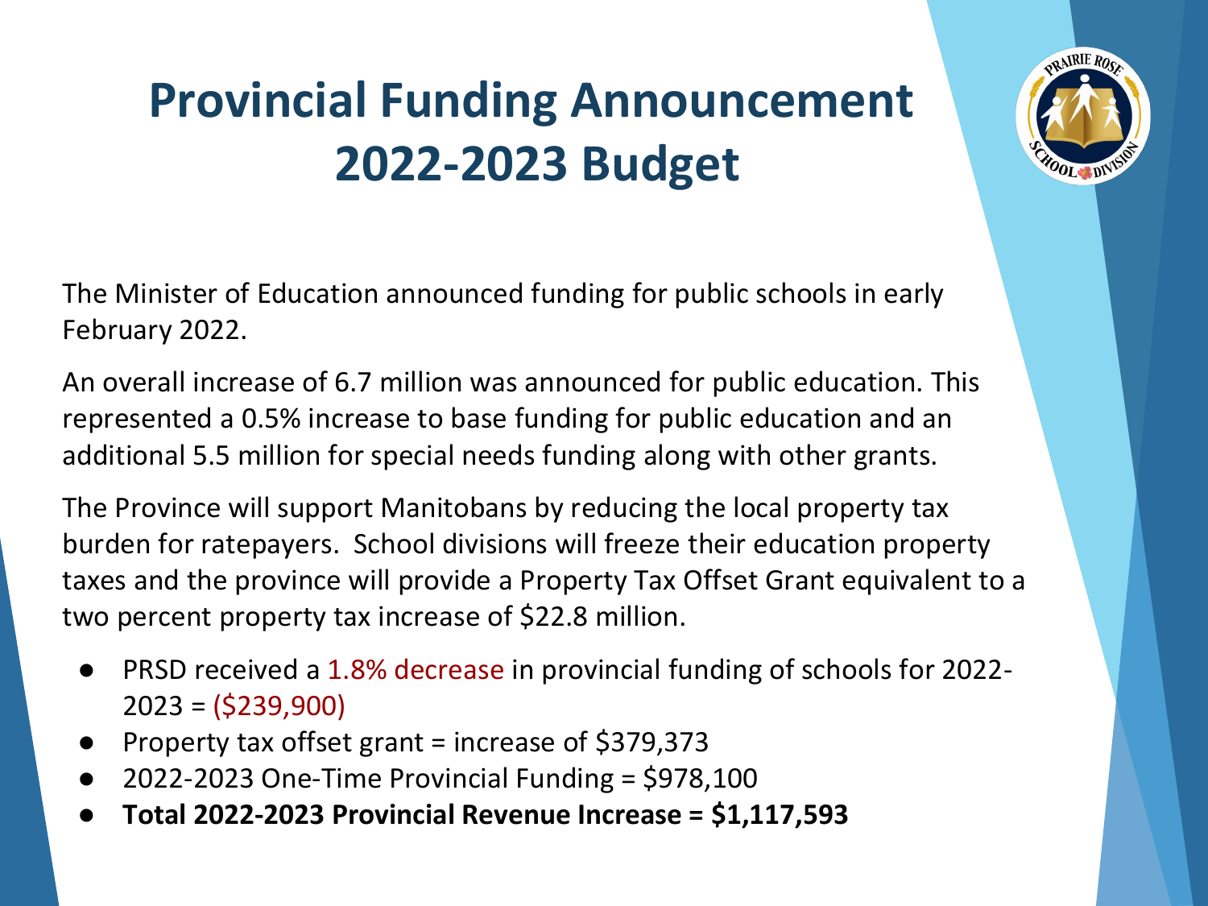# Provincial Funding Announcement 2022-2023 Budget

The Minister of Education announced funding for public schools in early February 2022.

An overall increase of 6.7 million was announced for public education. This represented a 0.5% increase to base funding for public education and an additional 5.5 million for special needs funding along with other grants.

The Province will support Manitobans by reducing the local property tax burden for ratepayers. School divisions will freeze their education property taxes and the province will provide a Property Tax Offset Grant equivalent to a two percent property tax increase of $22.8 million.

- PRSD received a 1.8% decrease in provincial funding of schools for 2022-2023 = ($239,900)
- Property tax offset grant = increase of $379,373
- 2022-2023 One-Time Provincial Funding = $978,100
- **Total 2022-2023 Provincial Revenue Increase = $1,117,593**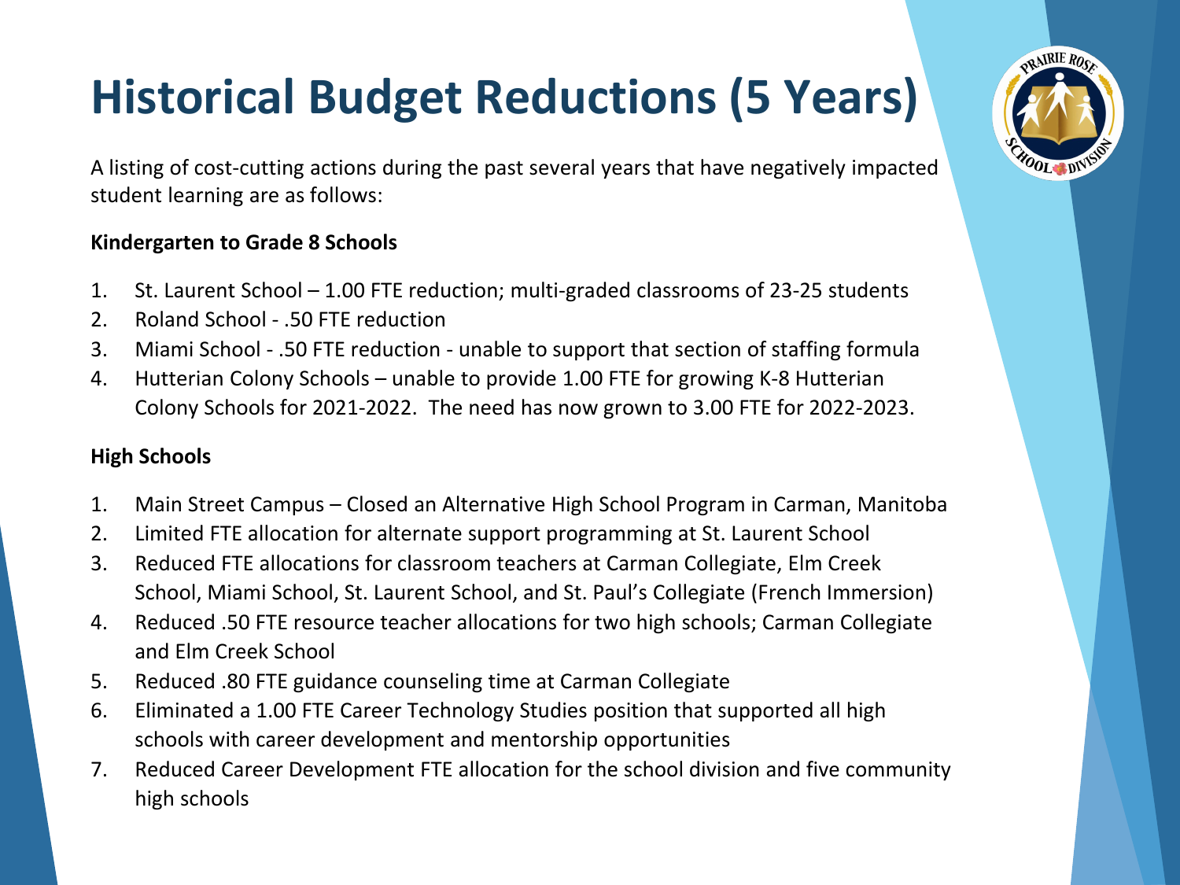# Historical Budget Reductions (5 Years)

A listing of cost-cutting actions during the past several years that have negatively impacted student learning are as follows:

**Kindergarten to Grade 8 Schools**

1. St. Laurent School – 1.00 FTE reduction; multi-graded classrooms of 23-25 students
2. Roland School - .50 FTE reduction
3. Miami School - .50 FTE reduction - unable to support that section of staffing formula
4. Hutterian Colony Schools – unable to provide 1.00 FTE for growing K-8 Hutterian Colony Schools for 2021-2022. The need has now grown to 3.00 FTE for 2022-2023.

**High Schools**

1. Main Street Campus – Closed an Alternative High School Program in Carman, Manitoba
2. Limited FTE allocation for alternate support programming at St. Laurent School
3. Reduced FTE allocations for classroom teachers at Carman Collegiate, Elm Creek School, Miami School, St. Laurent School, and St. Paul's Collegiate (French Immersion)
4. Reduced .50 FTE resource teacher allocations for two high schools; Carman Collegiate and Elm Creek School
5. Reduced .80 FTE guidance counseling time at Carman Collegiate
6. Eliminated a 1.00 FTE Career Technology Studies position that supported all high schools with career development and mentorship opportunities
7. Reduced Career Development FTE allocation for the school division and five community high schools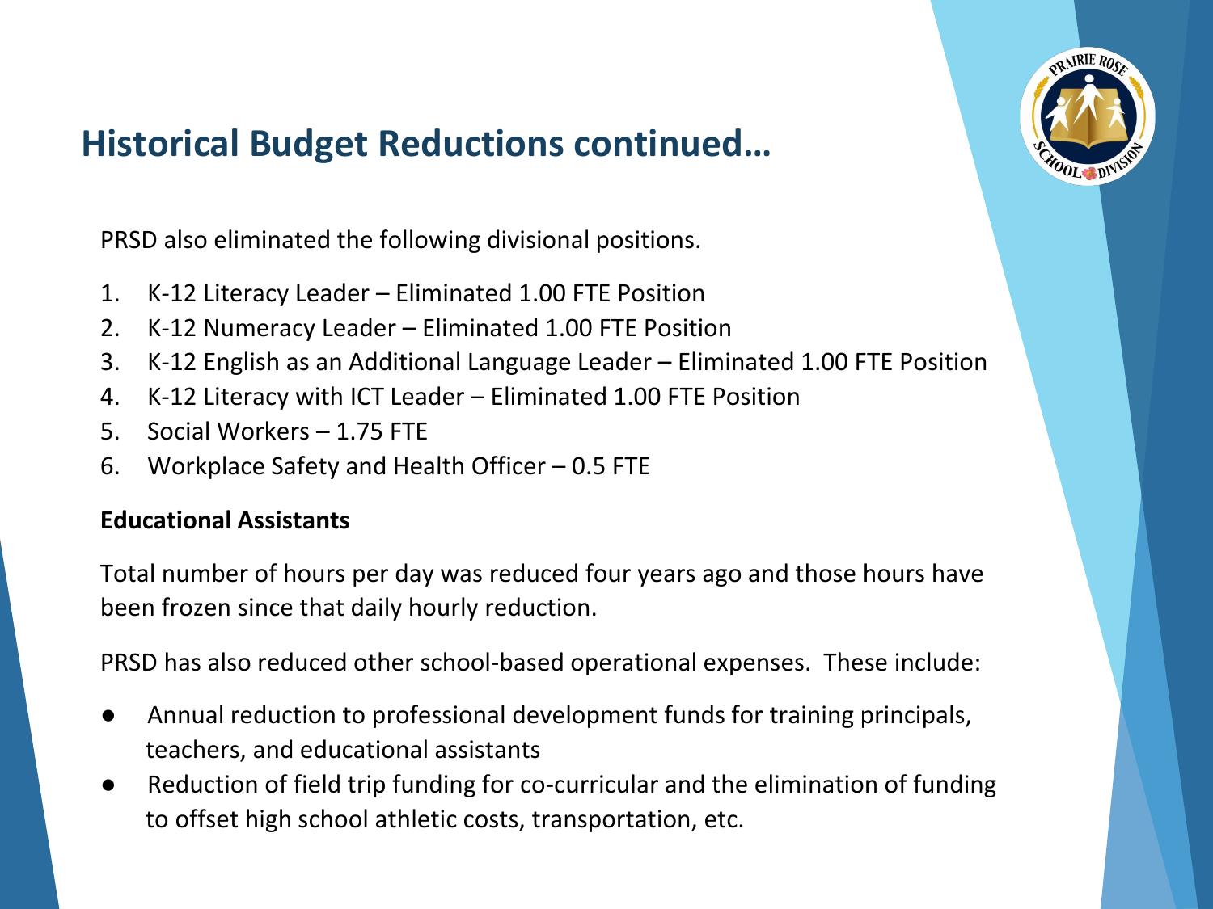## Historical Budget Reductions continued…

PRSD also eliminated the following divisional positions.

1. K-12 Literacy Leader – Eliminated 1.00 FTE Position
2. K-12 Numeracy Leader – Eliminated 1.00 FTE Position
3. K-12 English as an Additional Language Leader – Eliminated 1.00 FTE Position
4. K-12 Literacy with ICT Leader – Eliminated 1.00 FTE Position
5. Social Workers – 1.75 FTE
6. Workplace Safety and Health Officer – 0.5 FTE

**Educational Assistants**

Total number of hours per day was reduced four years ago and those hours have been frozen since that daily hourly reduction.

PRSD has also reduced other school-based operational expenses. These include:

- Annual reduction to professional development funds for training principals, teachers, and educational assistants
- Reduction of field trip funding for co-curricular and the elimination of funding to offset high school athletic costs, transportation, etc.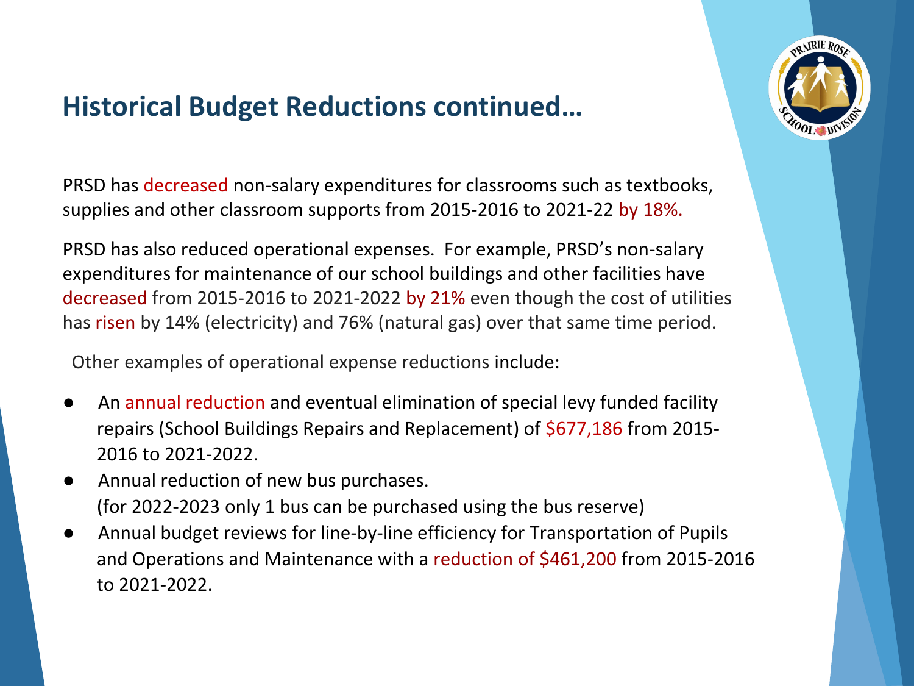## Historical Budget Reductions continued…

PRSD has decreased non-salary expenditures for classrooms such as textbooks, supplies and other classroom supports from 2015-2016 to 2021-22 by 18%.

PRSD has also reduced operational expenses. For example, PRSD's non-salary expenditures for maintenance of our school buildings and other facilities have decreased from 2015-2016 to 2021-2022 by 21% even though the cost of utilities has risen by 14% (electricity) and 76% (natural gas) over that same time period.

Other examples of operational expense reductions include:

- An annual reduction and eventual elimination of special levy funded facility repairs (School Buildings Repairs and Replacement) of $677,186 from 2015-2016 to 2021-2022.
- Annual reduction of new bus purchases.
  (for 2022-2023 only 1 bus can be purchased using the bus reserve)
- Annual budget reviews for line-by-line efficiency for Transportation of Pupils and Operations and Maintenance with a reduction of $461,200 from 2015-2016 to 2021-2022.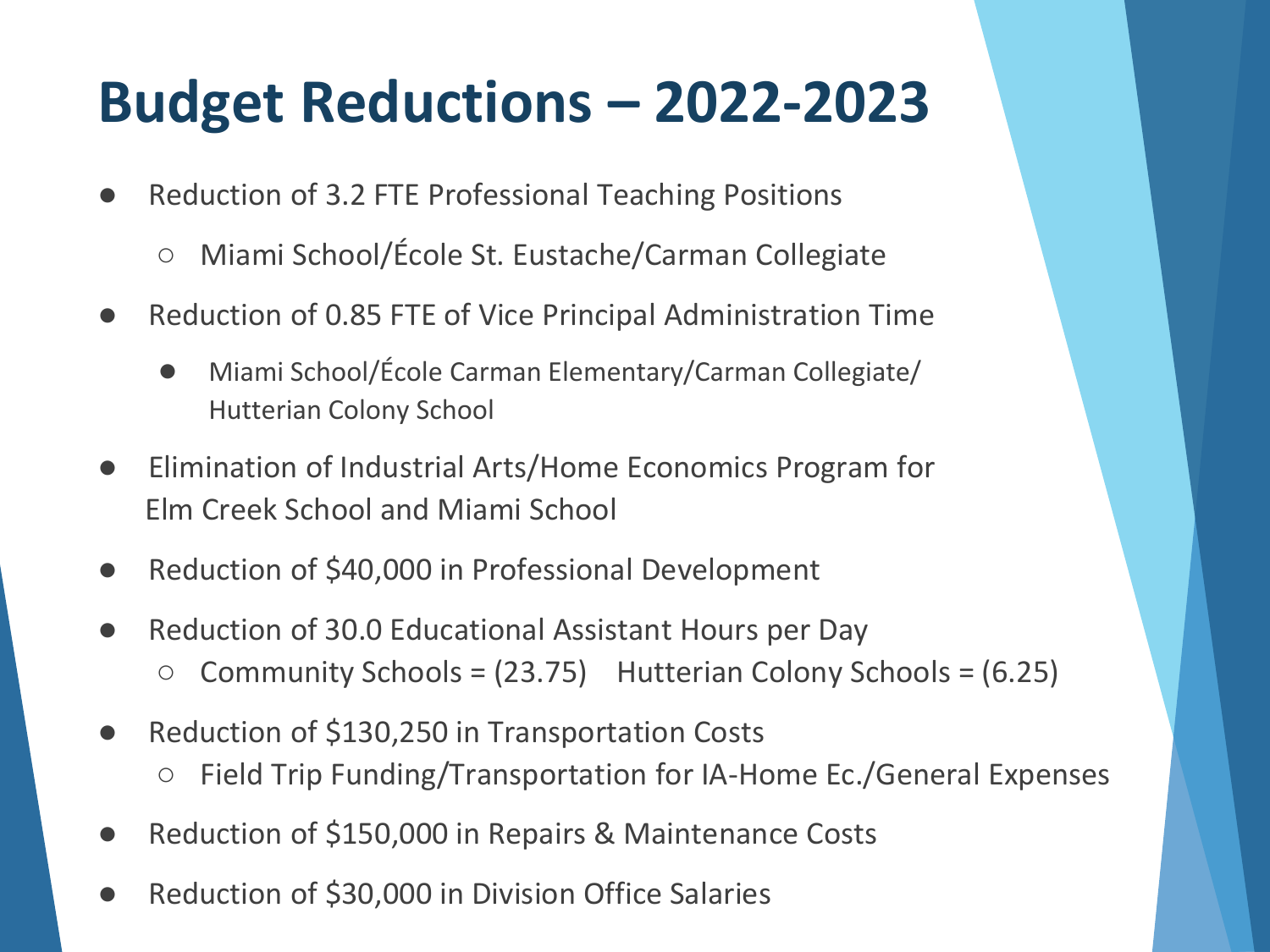# Budget Reductions – 2022-2023

- Reduction of 3.2 FTE Professional Teaching Positions
  - Miami School/École St. Eustache/Carman Collegiate
- Reduction of 0.85 FTE of Vice Principal Administration Time
  - Miami School/École Carman Elementary/Carman Collegiate/ Hutterian Colony School
- Elimination of Industrial Arts/Home Economics Program for Elm Creek School and Miami School
- Reduction of $40,000 in Professional Development
- Reduction of 30.0 Educational Assistant Hours per Day
  - Community Schools = (23.75) Hutterian Colony Schools = (6.25)
- Reduction of $130,250 in Transportation Costs
  - Field Trip Funding/Transportation for IA-Home Ec./General Expenses
- Reduction of $150,000 in Repairs & Maintenance Costs
- Reduction of $30,000 in Division Office Salaries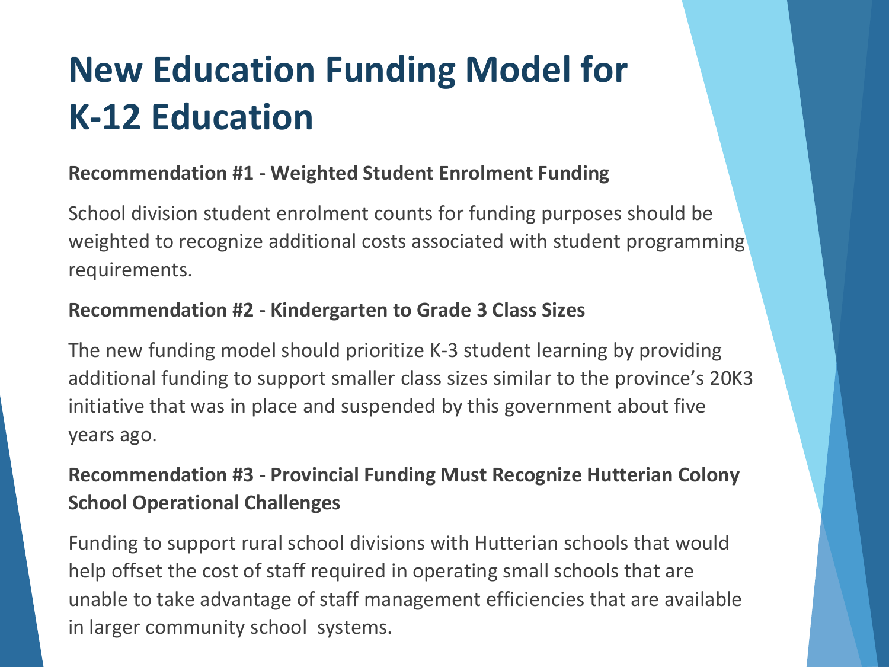# New Education Funding Model for K-12 Education

**Recommendation #1 - Weighted Student Enrolment Funding**

School division student enrolment counts for funding purposes should be weighted to recognize additional costs associated with student programming requirements.

**Recommendation #2 - Kindergarten to Grade 3 Class Sizes**

The new funding model should prioritize K-3 student learning by providing additional funding to support smaller class sizes similar to the province's 20K3 initiative that was in place and suspended by this government about five years ago.

**Recommendation #3 - Provincial Funding Must Recognize Hutterian Colony School Operational Challenges**

Funding to support rural school divisions with Hutterian schools that would help offset the cost of staff required in operating small schools that are unable to take advantage of staff management efficiencies that are available in larger community school systems.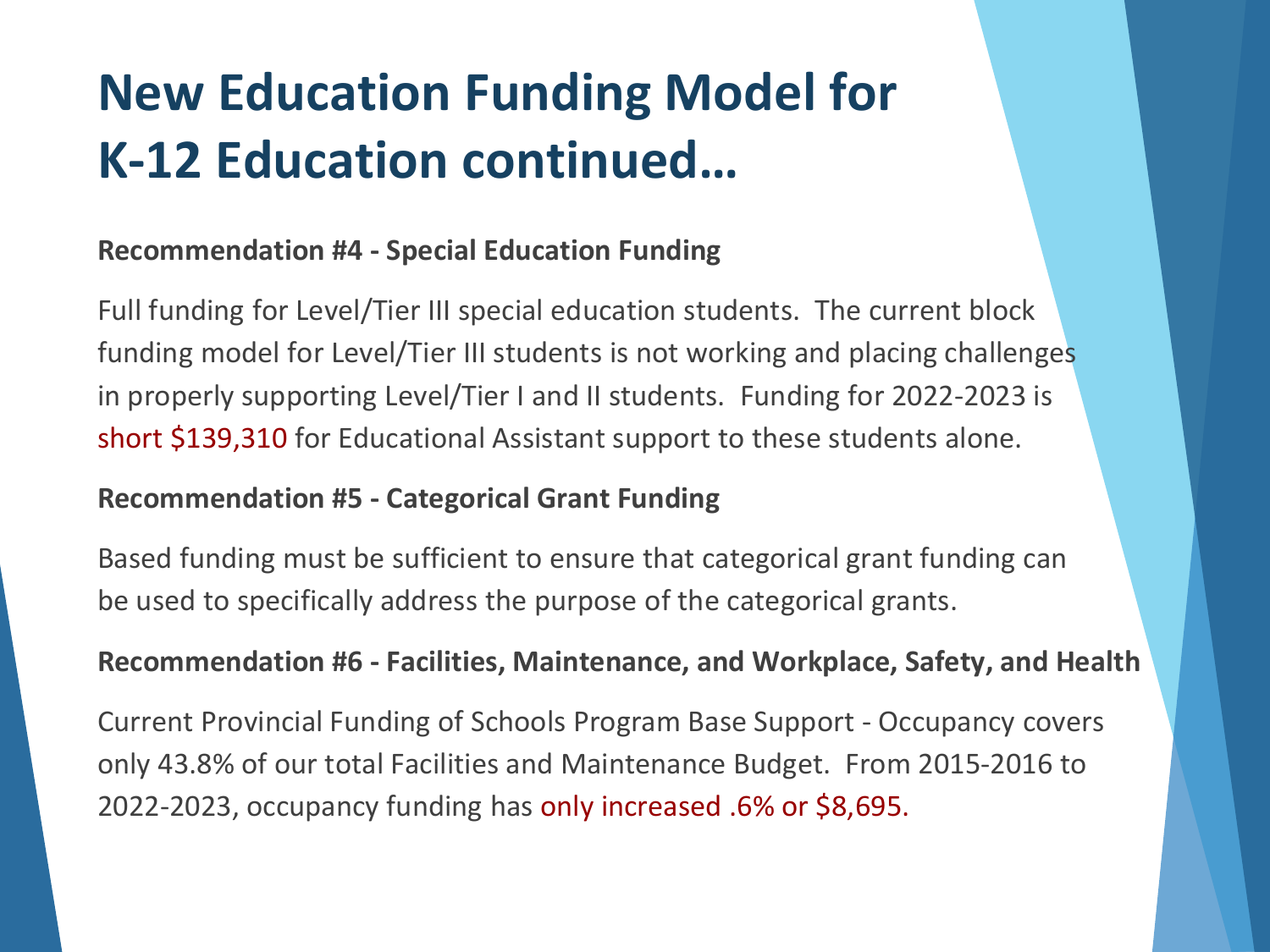# New Education Funding Model for K-12 Education continued…

**Recommendation #4 - Special Education Funding**

Full funding for Level/Tier III special education students. The current block funding model for Level/Tier III students is not working and placing challenges in properly supporting Level/Tier I and II students. Funding for 2022-2023 is short $139,310 for Educational Assistant support to these students alone.

**Recommendation #5 - Categorical Grant Funding**

Based funding must be sufficient to ensure that categorical grant funding can be used to specifically address the purpose of the categorical grants.

**Recommendation #6 - Facilities, Maintenance, and Workplace, Safety, and Health**

Current Provincial Funding of Schools Program Base Support - Occupancy covers only 43.8% of our total Facilities and Maintenance Budget. From 2015-2016 to 2022-2023, occupancy funding has only increased .6% or $8,695.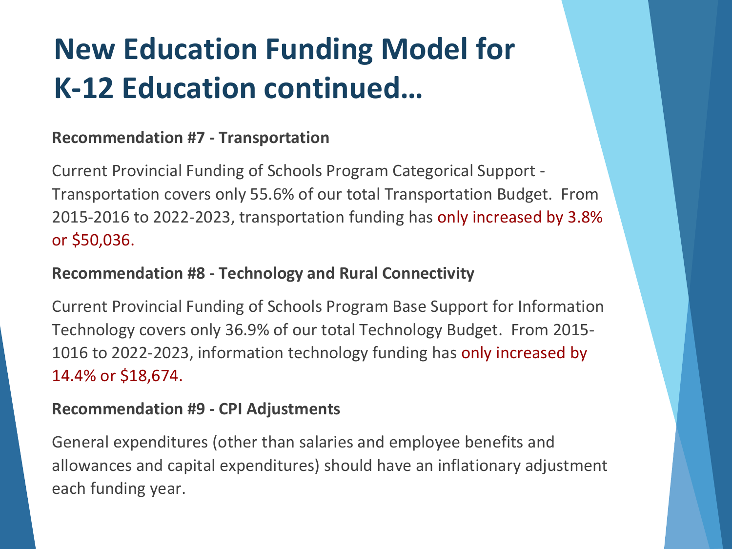# New Education Funding Model for K-12 Education continued…

**Recommendation #7 - Transportation**

Current Provincial Funding of Schools Program Categorical Support - Transportation covers only 55.6% of our total Transportation Budget. From 2015-2016 to 2022-2023, transportation funding has only increased by 3.8% or $50,036.

**Recommendation #8 - Technology and Rural Connectivity**

Current Provincial Funding of Schools Program Base Support for Information Technology covers only 36.9% of our total Technology Budget. From 2015-1016 to 2022-2023, information technology funding has only increased by 14.4% or $18,674.

**Recommendation #9 - CPI Adjustments**

General expenditures (other than salaries and employee benefits and allowances and capital expenditures) should have an inflationary adjustment each funding year.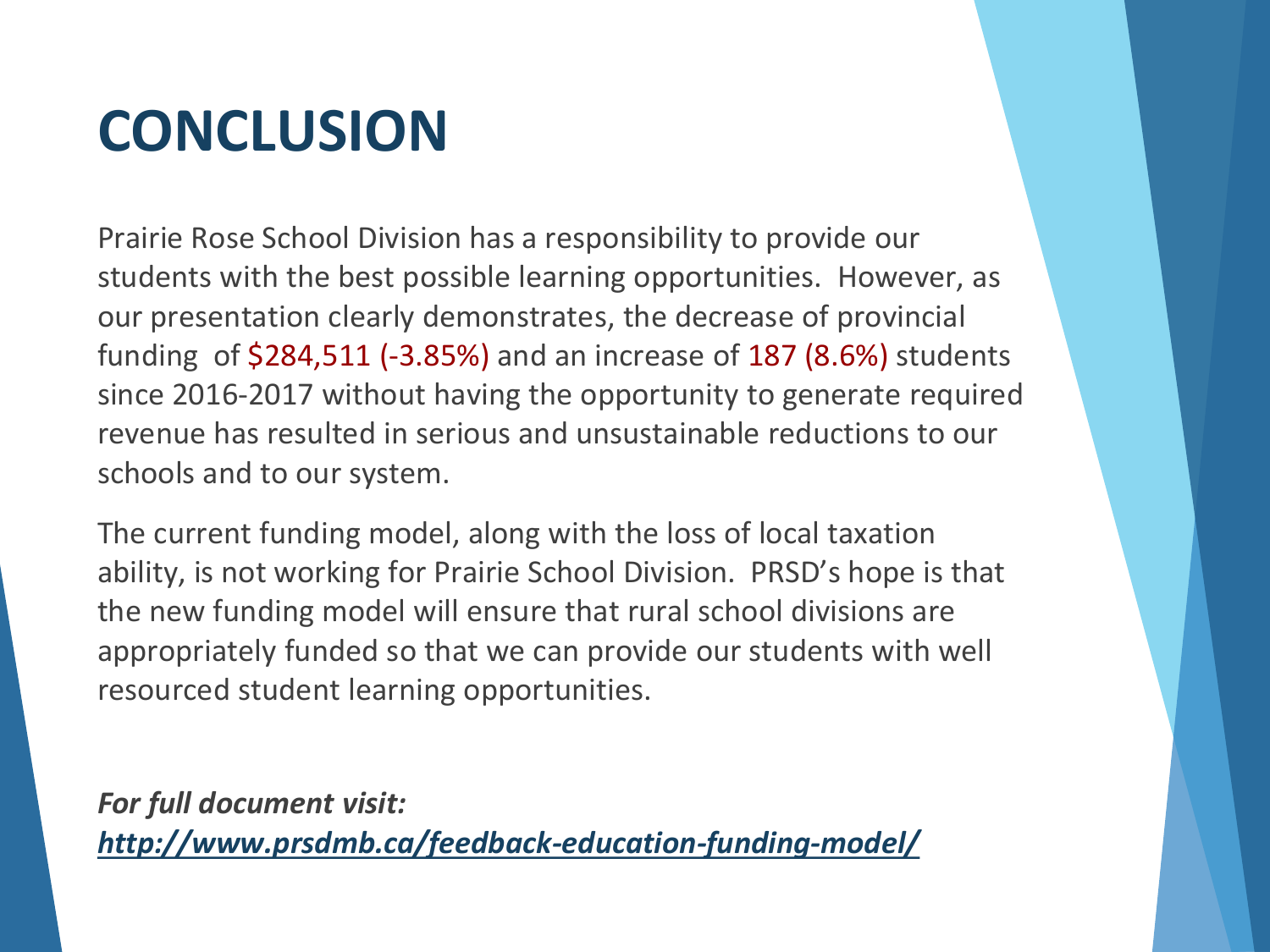# CONCLUSION

Prairie Rose School Division has a responsibility to provide our students with the best possible learning opportunities. However, as our presentation clearly demonstrates, the decrease of provincial funding of $284,511 (-3.85%) and an increase of 187 (8.6%) students since 2016-2017 without having the opportunity to generate required revenue has resulted in serious and unsustainable reductions to our schools and to our system.

The current funding model, along with the loss of local taxation ability, is not working for Prairie School Division. PRSD's hope is that the new funding model will ensure that rural school divisions are appropriately funded so that we can provide our students with well resourced student learning opportunities.

***For full document visit:***
***http://www.prsdmb.ca/feedback-education-funding-model/***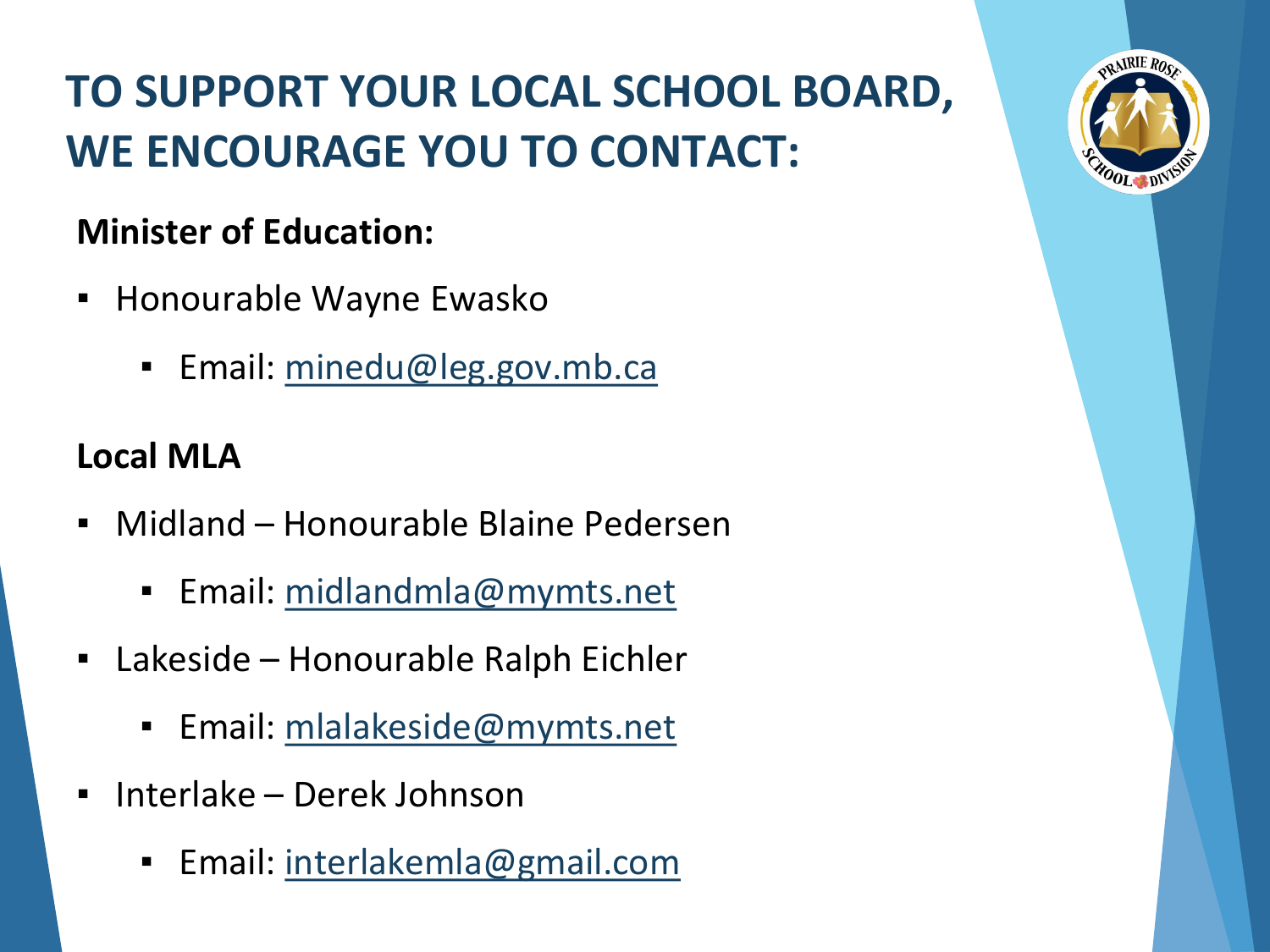# TO SUPPORT YOUR LOCAL SCHOOL BOARD, WE ENCOURAGE YOU TO CONTACT:

**Minister of Education:**

- Honourable Wayne Ewasko
  - Email: minedu@leg.gov.mb.ca

**Local MLA**

- Midland – Honourable Blaine Pedersen
  - Email: midlandmla@mymts.net
- Lakeside – Honourable Ralph Eichler
  - Email: mlalakeside@mymts.net
- Interlake – Derek Johnson
  - Email: interlakemla@gmail.com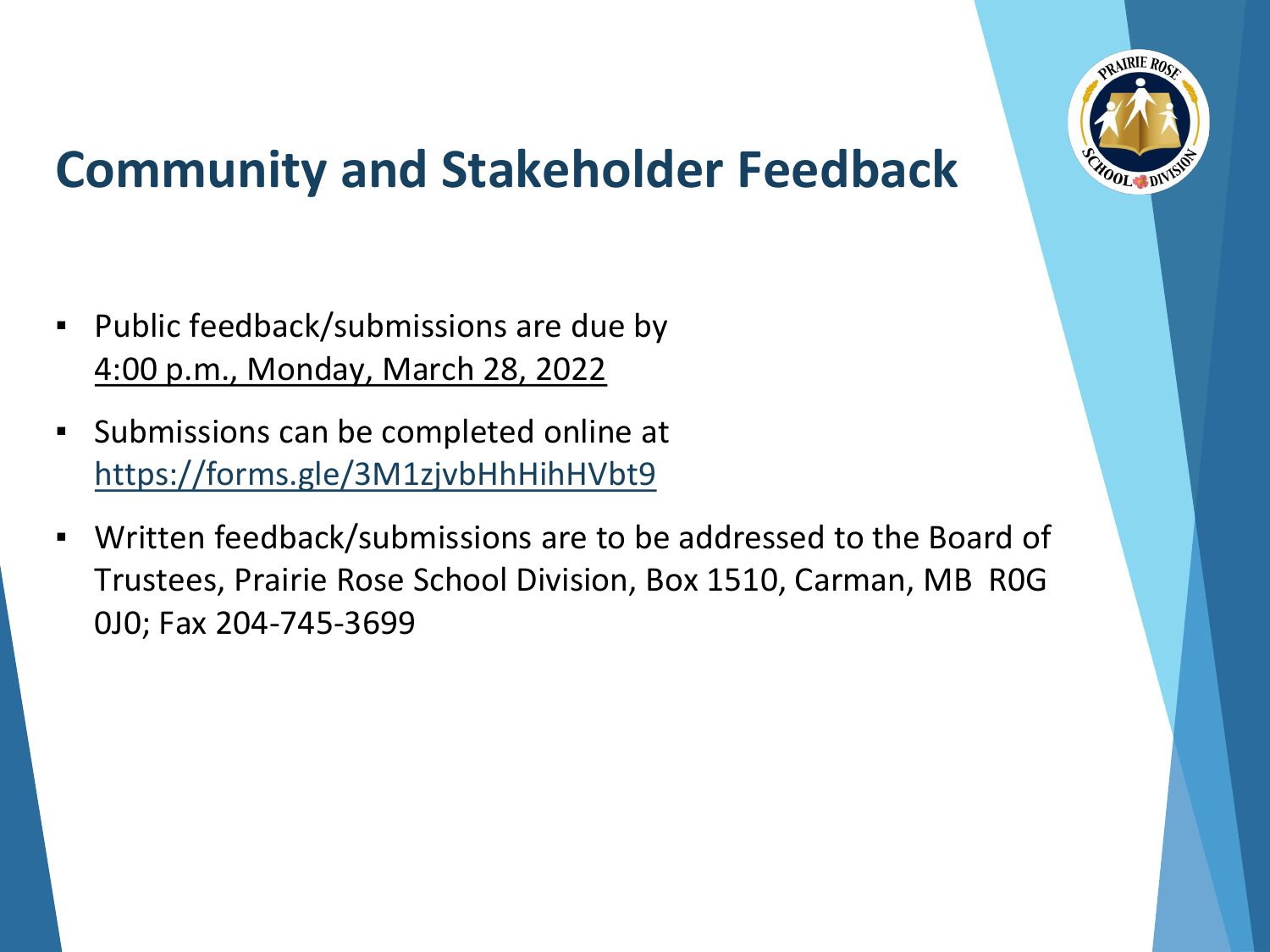# Community and Stakeholder Feedback

- Public feedback/submissions are due by 4:00 p.m., Monday, March 28, 2022
- Submissions can be completed online at https://forms.gle/3M1zjvbHhHihHVbt9
- Written feedback/submissions are to be addressed to the Board of Trustees, Prairie Rose School Division, Box 1510, Carman, MB R0G 0J0; Fax 204-745-3699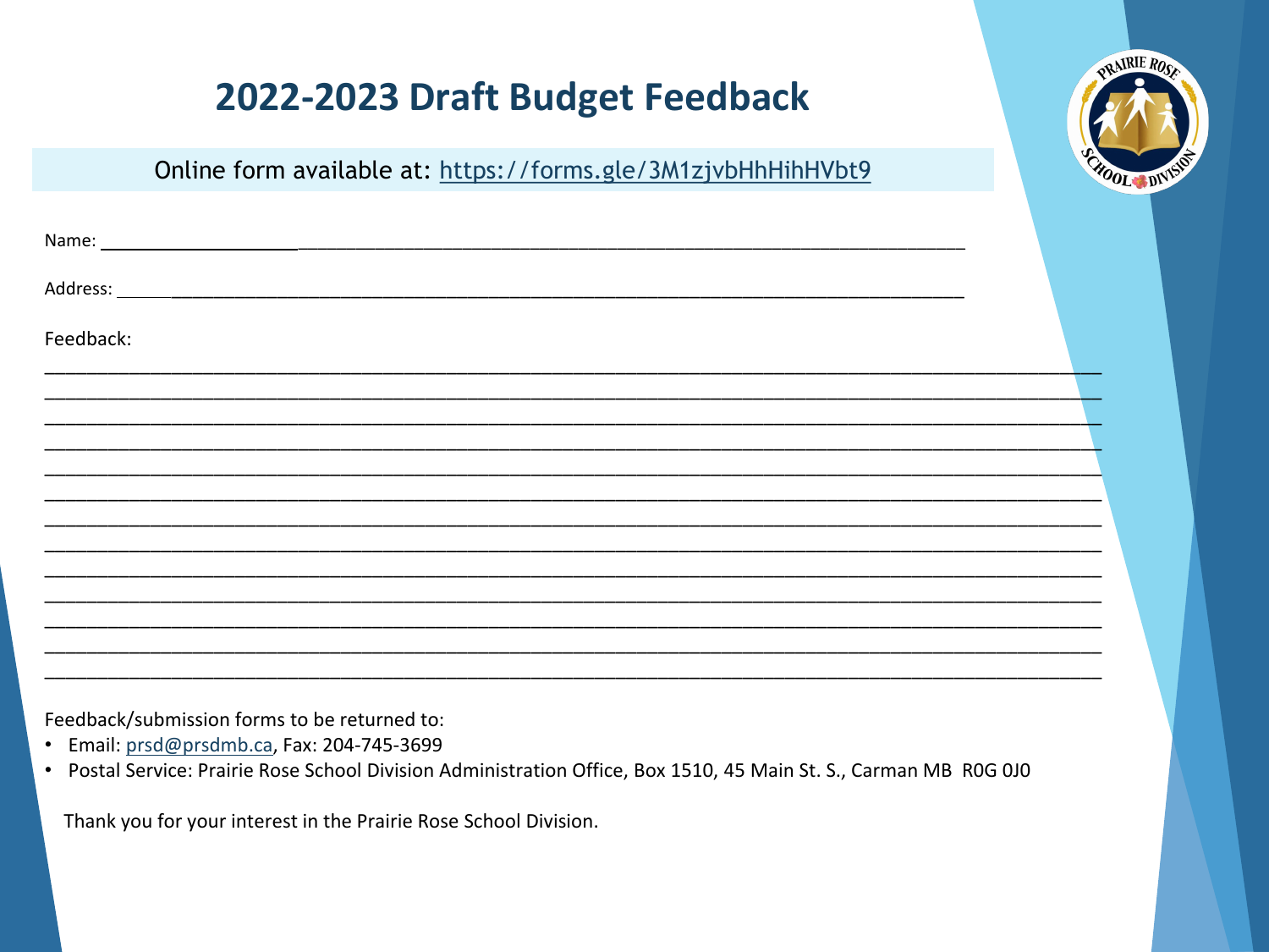# 2022-2023 Draft Budget Feedback

Online form available at: https://forms.gle/3M1zjvbHhHihHVbt9

Name: ______________________________________________________________________________

Address: ____________________________________________________________________________

Feedback:

______________________________________________________________________________________
______________________________________________________________________________________
______________________________________________________________________________________
______________________________________________________________________________________
______________________________________________________________________________________
______________________________________________________________________________________
______________________________________________________________________________________
______________________________________________________________________________________
______________________________________________________________________________________
______________________________________________________________________________________
______________________________________________________________________________________
______________________________________________________________________________________
______________________________________________________________________________________

Feedback/submission forms to be returned to:

- Email: prsd@prsdmb.ca, Fax: 204-745-3699
- Postal Service: Prairie Rose School Division Administration Office, Box 1510, 45 Main St. S., Carman MB R0G 0J0

Thank you for your interest in the Prairie Rose School Division.